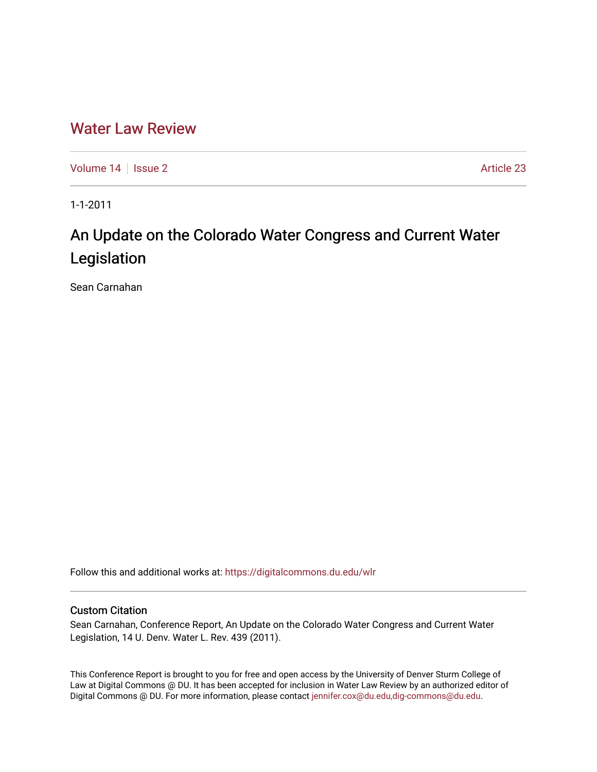# Water Law Review

Volume 14 | Issue 2 | Article 23

1-1-2011

## An Update on the Colorado Water Congress and Current Water Legislation

Sean Carnahan

Follow this and additional works at: https://digitalcommons.du.edu/wlr

### Custom Citation

Sean Carnahan, Conference Report, An Update on the Colorado Water Congress and Current Water Legislation, 14 U. Denv. Water L. Rev. 439 (2011).

This Conference Report is brought to you for free and open access by the University of Denver Sturm College of Law at Digital Commons @ DU. It has been accepted for inclusion in Water Law Review by an authorized editor of Digital Commons @ DU. For more information, please contact jennifer.cox@du.edu,dig-commons@du.edu.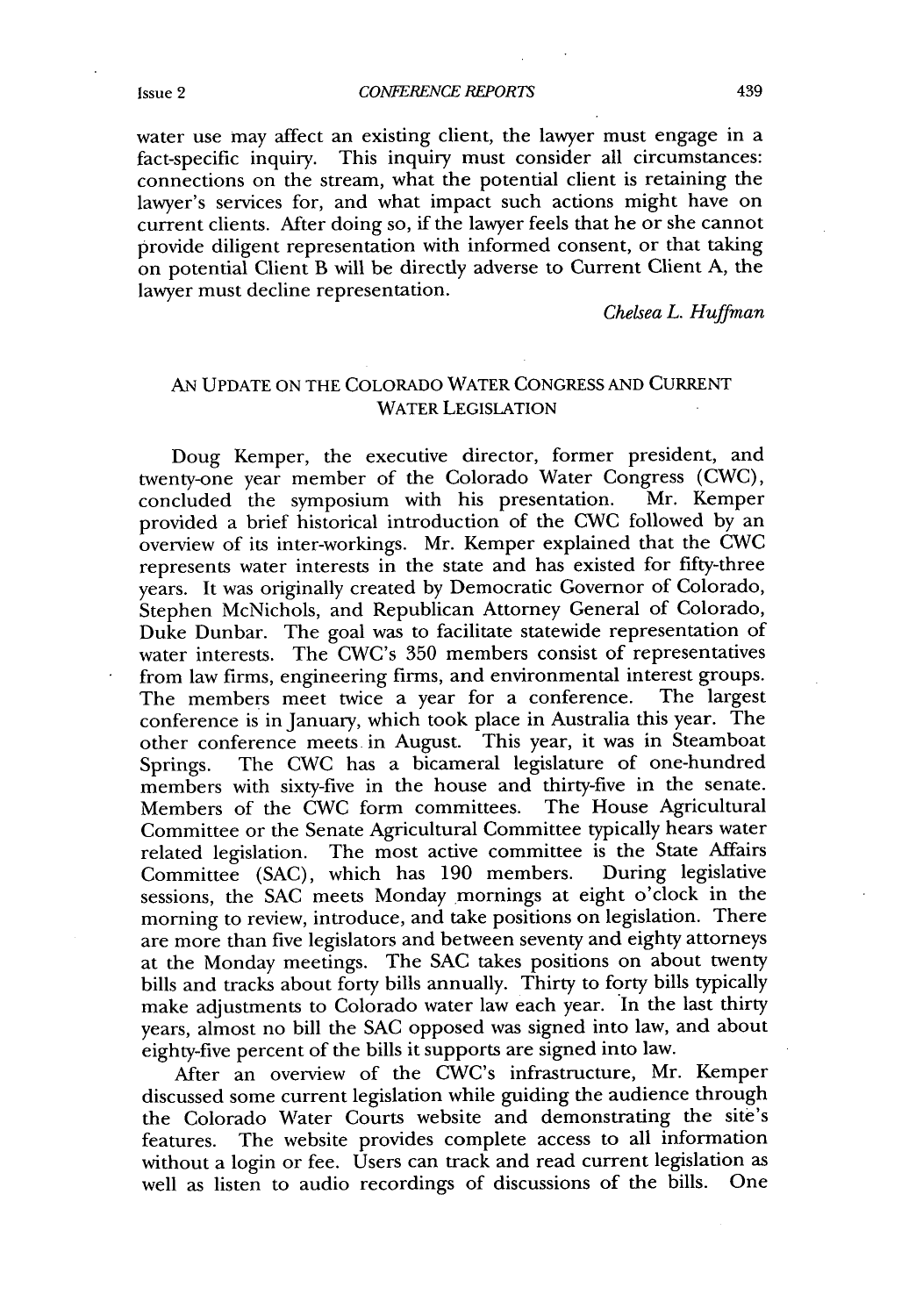water use may affect an existing client, the lawyer must engage in a fact-specific inquiry. This inquiry must consider all circumstances: connections on the stream, what the potential client is retaining the lawyer's services for, and what impact such actions might have on current clients. After doing so, if the lawyer feels that he or she cannot provide diligent representation with informed consent, or that taking on potential Client B will be directly adverse to Current Client A, the lawyer must decline representation.

*Chelsea L. Huffman*

## AN UPDATE ON THE COLORADO WATER CONGRESS AND CURRENT WATER LEGISLATION

Doug Kemper, the executive director, former president, and twenty-one year member of the Colorado Water Congress (CWC), concluded the symposium with his presentation. Mr. Kemper provided a brief historical introduction of the CWC followed by an overview of its inter-workings. Mr. Kemper explained that the CWC represents water interests in the state and has existed for fifty-three years. It was originally created by Democratic Governor of Colorado, Stephen McNichols, and Republican Attorney General of Colorado, Duke Dunbar. The goal was to facilitate statewide representation of water interests. The CWC's 350 members consist of representatives from law firms, engineering firms, and environmental interest groups. The members meet twice a year for a conference. The largest conference is in January, which took place in Australia this year. The other conference meets in August. This year, it was in Steamboat Springs. The CWC has a bicameral legislature of one-hundred members with sixty-five in the house and thirty-five in the senate. Members of the CWC form committees. The House Agricultural Committee or the Senate Agricultural Committee typically hears water related legislation. The most active committee is the State Affairs Committee (SAC), which has 190 members. During legislative sessions, the SAC meets Monday mornings at eight o'clock in the morning to review, introduce, and take positions on legislation. There are more than five legislators and between seventy and eighty attorneys at the Monday meetings. The SAC takes positions on about twenty bills and tracks about forty bills annually. Thirty to forty bills typically make adjustments to Colorado water law each year. In the last thirty years, almost no bill the SAC opposed was signed into law, and about eighty-five percent of the bills it supports are signed into law.

After an overview of the CWC's infrastructure, Mr. Kemper discussed some current legislation while guiding the audience through the Colorado Water Courts website and demonstrating the site's features. The website provides complete access to all information without a login or fee. Users can track and read current legislation as well as listen to audio recordings of discussions of the bills. One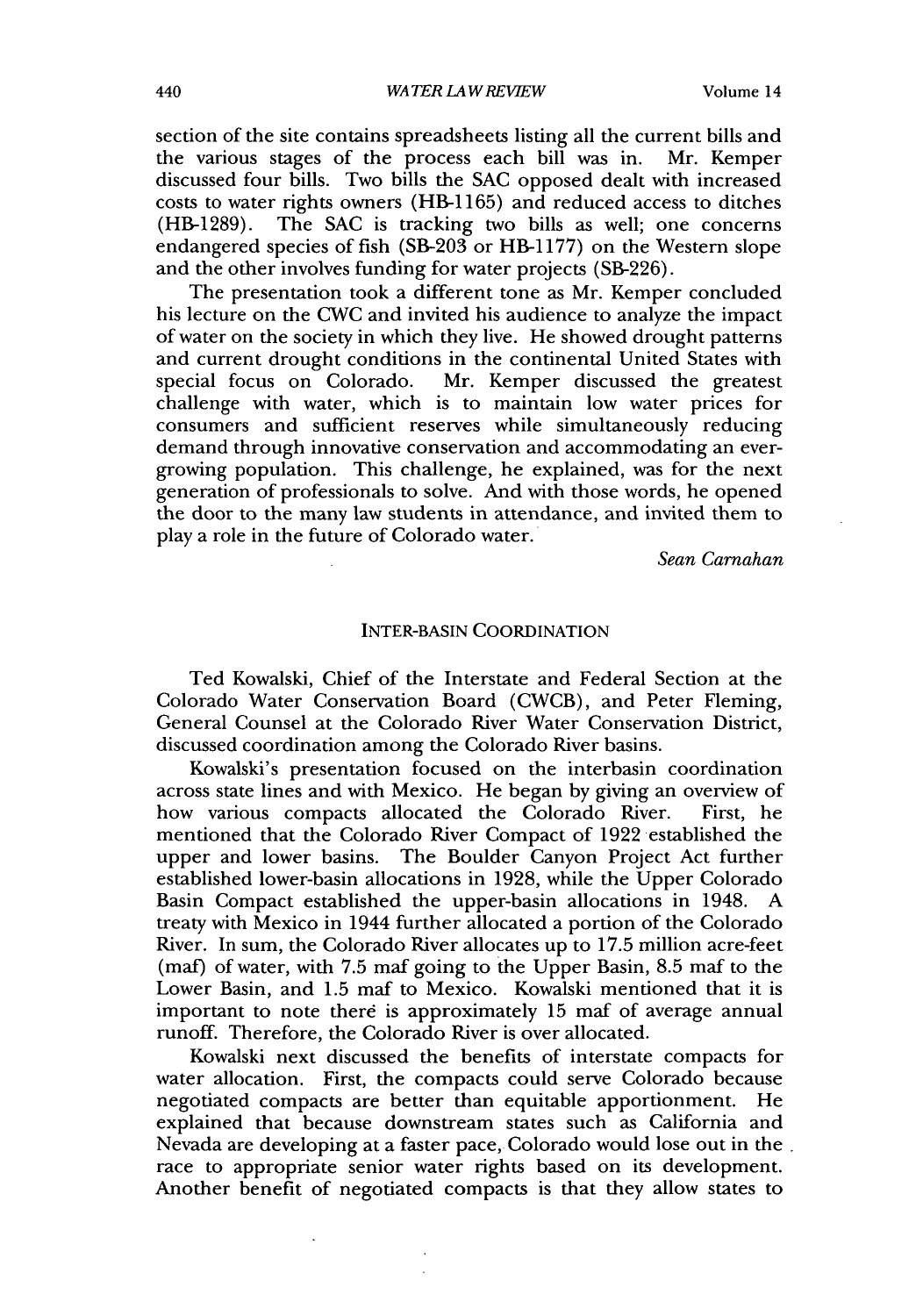section of the site contains spreadsheets listing all the current bills and the various stages of the process each bill was in. Mr. Kemper discussed four bills. Two bills the SAC opposed dealt with increased costs to water rights owners (HB-1165) and reduced access to ditches (HB-1289). The SAC is tracking two bills as well; one concerns endangered species of fish (SB-203 or HB-1177) on the Western slope and the other involves funding for water projects (SB-226).

The presentation took a different tone as Mr. Kemper concluded his lecture on the CWC and invited his audience to analyze the impact of water on the society in which they live. He showed drought patterns and current drought conditions in the continental United States with special focus on Colorado. Mr. Kemper discussed the greatest challenge with water, which is to maintain low water prices for consumers and sufficient reserves while simultaneously reducing demand through innovative conservation and accommodating an ever-growing population. This challenge, he explained, was for the next generation of professionals to solve. And with those words, he opened the door to the many law students in attendance, and invited them to play a role in the future of Colorado water.

*Sean Carnahan*

## INTER-BASIN COORDINATION

Ted Kowalski, Chief of the Interstate and Federal Section at the Colorado Water Conservation Board (CWCB), and Peter Fleming, General Counsel at the Colorado River Water Conservation District, discussed coordination among the Colorado River basins.

Kowalski's presentation focused on the interbasin coordination across state lines and with Mexico. He began by giving an overview of how various compacts allocated the Colorado River. First, he mentioned that the Colorado River Compact of 1922 established the upper and lower basins. The Boulder Canyon Project Act further established lower-basin allocations in 1928, while the Upper Colorado Basin Compact established the upper-basin allocations in 1948. A treaty with Mexico in 1944 further allocated a portion of the Colorado River. In sum, the Colorado River allocates up to 17.5 million acre-feet (maf) of water, with 7.5 maf going to the Upper Basin, 8.5 maf to the Lower Basin, and 1.5 maf to Mexico. Kowalski mentioned that it is important to note there is approximately 15 maf of average annual runoff. Therefore, the Colorado River is over allocated.

Kowalski next discussed the benefits of interstate compacts for water allocation. First, the compacts could serve Colorado because negotiated compacts are better than equitable apportionment. He explained that because downstream states such as California and Nevada are developing at a faster pace, Colorado would lose out in the race to appropriate senior water rights based on its development. Another benefit of negotiated compacts is that they allow states to